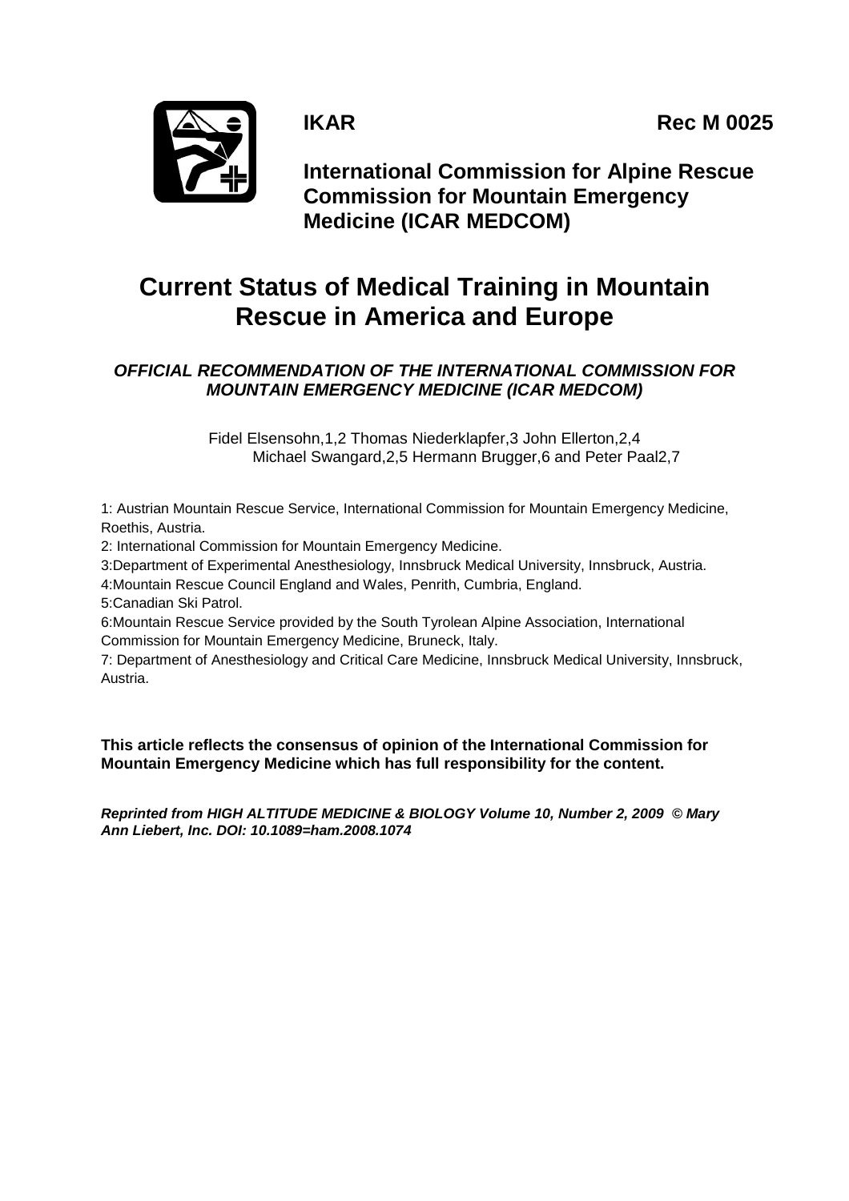**IKAR** **Rec M 0025**

**International Commission for Alpine Rescue Commission for Mountain Emergency Medicine (ICAR MEDCOM)**

# Current Status of Medical Training in Mountain Rescue in America and Europe

***OFFICIAL RECOMMENDATION OF THE INTERNATIONAL COMMISSION FOR MOUNTAIN EMERGENCY MEDICINE (ICAR MEDCOM)***

Fidel Elsensohn,1,2 Thomas Niederklapfer,3 John Ellerton,2,4 Michael Swangard,2,5 Hermann Brugger,6 and Peter Paal2,7

1: Austrian Mountain Rescue Service, International Commission for Mountain Emergency Medicine, Roethis, Austria.

2: International Commission for Mountain Emergency Medicine.

3:Department of Experimental Anesthesiology, Innsbruck Medical University, Innsbruck, Austria.

4:Mountain Rescue Council England and Wales, Penrith, Cumbria, England.

5:Canadian Ski Patrol.

6:Mountain Rescue Service provided by the South Tyrolean Alpine Association, International Commission for Mountain Emergency Medicine, Bruneck, Italy.

7: Department of Anesthesiology and Critical Care Medicine, Innsbruck Medical University, Innsbruck, Austria.

**This article reflects the consensus of opinion of the International Commission for Mountain Emergency Medicine which has full responsibility for the content.**

***Reprinted from HIGH ALTITUDE MEDICINE & BIOLOGY Volume 10, Number 2, 2009 © Mary Ann Liebert, Inc. DOI: 10.1089=ham.2008.1074***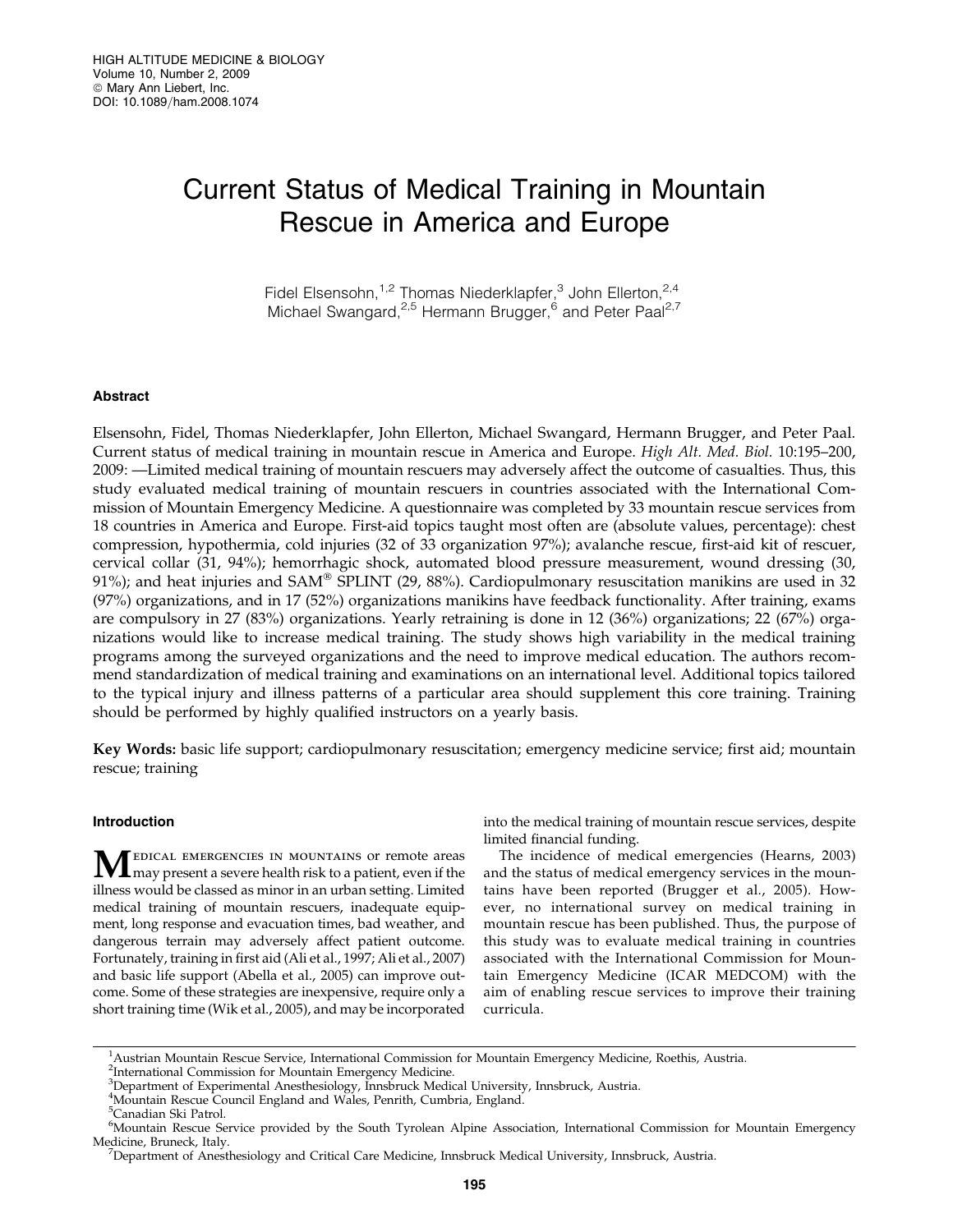# Current Status of Medical Training in Mountain Rescue in America and Europe

Fidel Elsensohn,[1,2] Thomas Niederklapfer,[3] John Ellerton,[2,4] Michael Swangard,[2,5] Hermann Brugger,[6] and Peter Paal[2,7]

## Abstract

Elsensohn, Fidel, Thomas Niederklapfer, John Ellerton, Michael Swangard, Hermann Brugger, and Peter Paal. Current status of medical training in mountain rescue in America and Europe. *High Alt. Med. Biol.* 10:195–200, 2009: —Limited medical training of mountain rescuers may adversely affect the outcome of casualties. Thus, this study evaluated medical training of mountain rescuers in countries associated with the International Commission of Mountain Emergency Medicine. A questionnaire was completed by 33 mountain rescue services from 18 countries in America and Europe. First-aid topics taught most often are (absolute values, percentage): chest compression, hypothermia, cold injuries (32 of 33 organization 97%); avalanche rescue, first-aid kit of rescuer, cervical collar (31, 94%); hemorrhagic shock, automated blood pressure measurement, wound dressing (30, 91%); and heat injuries and SAM® SPLINT (29, 88%). Cardiopulmonary resuscitation manikins are used in 32 (97%) organizations, and in 17 (52%) organizations manikins have feedback functionality. After training, exams are compulsory in 27 (83%) organizations. Yearly retraining is done in 12 (36%) organizations; 22 (67%) organizations would like to increase medical training. The study shows high variability in the medical training programs among the surveyed organizations and the need to improve medical education. The authors recommend standardization of medical training and examinations on an international level. Additional topics tailored to the typical injury and illness patterns of a particular area should supplement this core training. Training should be performed by highly qualified instructors on a yearly basis.

**Key Words:** basic life support; cardiopulmonary resuscitation; emergency medicine service; first aid; mountain rescue; training

## Introduction

Medical emergencies in mountains or remote areas may present a severe health risk to a patient, even if the illness would be classed as minor in an urban setting. Limited medical training of mountain rescuers, inadequate equipment, long response and evacuation times, bad weather, and dangerous terrain may adversely affect patient outcome. Fortunately, training in first aid (Ali et al., 1997; Ali et al., 2007) and basic life support (Abella et al., 2005) can improve outcome. Some of these strategies are inexpensive, require only a short training time (Wik et al., 2005), and may be incorporated into the medical training of mountain rescue services, despite limited financial funding.

The incidence of medical emergencies (Hearns, 2003) and the status of medical emergency services in the mountains have been reported (Brugger et al., 2005). However, no international survey on medical training in mountain rescue has been published. Thus, the purpose of this study was to evaluate medical training in countries associated with the International Commission for Mountain Emergency Medicine (ICAR MEDCOM) with the aim of enabling rescue services to improve their training curricula.

---

[1]Austrian Mountain Rescue Service, International Commission for Mountain Emergency Medicine, Roethis, Austria.
[2]International Commission for Mountain Emergency Medicine.
[3]Department of Experimental Anesthesiology, Innsbruck Medical University, Innsbruck, Austria.
[4]Mountain Rescue Council England and Wales, Penrith, Cumbria, England.
[5]Canadian Ski Patrol.
[6]Mountain Rescue Service provided by the South Tyrolean Alpine Association, International Commission for Mountain Emergency Medicine, Bruneck, Italy.
[7]Department of Anesthesiology and Critical Care Medicine, Innsbruck Medical University, Innsbruck, Austria.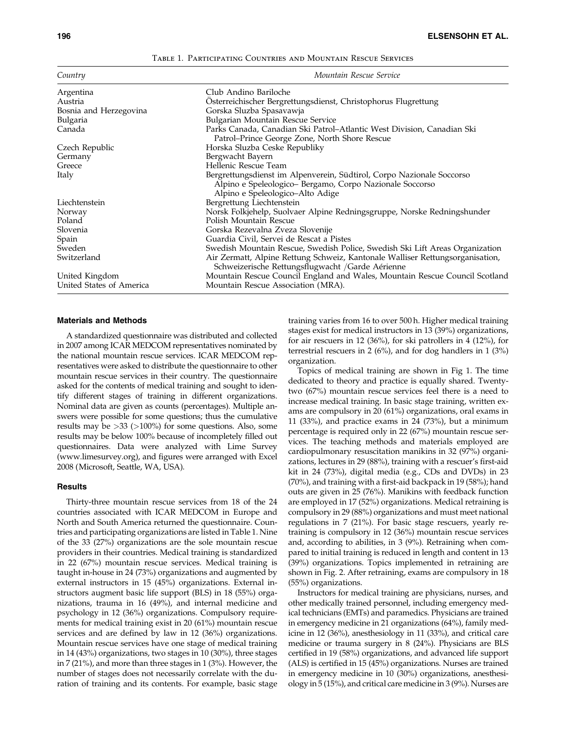Table 1. Participating Countries and Mountain Rescue Services

| *Country* | *Mountain Rescue Service* |
|---|---|
| Argentina | Club Andino Bariloche |
| Austria | Österreichischer Bergrettungsdienst, Christophorus Flugrettung |
| Bosnia and Herzegovina | Gorska Sluzba Spasavawja |
| Bulgaria | Bulgarian Mountain Rescue Service |
| Canada | Parks Canada, Canadian Ski Patrol–Atlantic West Division, Canadian Ski Patrol–Prince George Zone, North Shore Rescue |
| Czech Republic | Horska Sluzba Ceske Republiky |
| Germany | Bergwacht Bayern |
| Greece | Hellenic Rescue Team |
| Italy | Bergrettungsdienst im Alpenverein, Südtirol, Corpo Nazionale Soccorso Alpino e Speleologico– Bergamo, Corpo Nazionale Soccorso Alpino e Speleologico–Alto Adige |
| Liechtenstein | Bergrettung Liechtenstein |
| Norway | Norsk Folkjehelp, Suolvaer Alpine Redningsgruppe, Norske Redningshunder |
| Poland | Polish Mountain Rescue |
| Slovenia | Gorska Rezevalna Zveza Slovenije |
| Spain | Guardia Civil, Servei de Rescat a Pistes |
| Sweden | Swedish Mountain Rescue, Swedish Police, Swedish Ski Lift Areas Organization |
| Switzerland | Air Zermatt, Alpine Rettung Schweiz, Kantonale Walliser Rettungsorganisation, Schweizerische Rettungsflugwacht /Garde Aérienne |
| United Kingdom | Mountain Rescue Council England and Wales, Mountain Rescue Council Scotland |
| United States of America | Mountain Rescue Association (MRA). |

## Materials and Methods

A standardized questionnaire was distributed and collected in 2007 among ICAR MEDCOM representatives nominated by the national mountain rescue services. ICAR MEDCOM representatives were asked to distribute the questionnaire to other mountain rescue services in their country. The questionnaire asked for the contents of medical training and sought to identify different stages of training in different organizations. Nominal data are given as counts (percentages). Multiple answers were possible for some questions; thus the cumulative results may be >33 (>100%) for some questions. Also, some results may be below 100% because of incompletely filled out questionnaires. Data were analyzed with Lime Survey (www.limesurvey.org), and figures were arranged with Excel 2008 (Microsoft, Seattle, WA, USA).

## Results

Thirty-three mountain rescue services from 18 of the 24 countries associated with ICAR MEDCOM in Europe and North and South America returned the questionnaire. Countries and participating organizations are listed in Table 1. Nine of the 33 (27%) organizations are the sole mountain rescue providers in their countries. Medical training is standardized in 22 (67%) mountain rescue services. Medical training is taught in-house in 24 (73%) organizations and augmented by external instructors in 15 (45%) organizations. External instructors augment basic life support (BLS) in 18 (55%) organizations, trauma in 16 (49%), and internal medicine and psychology in 12 (36%) organizations. Compulsory requirements for medical training exist in 20 (61%) mountain rescue services and are defined by law in 12 (36%) organizations. Mountain rescue services have one stage of medical training in 14 (43%) organizations, two stages in 10 (30%), three stages in 7 (21%), and more than three stages in 1 (3%). However, the number of stages does not necessarily correlate with the duration of training and its contents. For example, basic stage training varies from 16 to over 500 h. Higher medical training stages exist for medical instructors in 13 (39%) organizations, for air rescuers in 12 (36%), for ski patrollers in 4 (12%), for terrestrial rescuers in 2 (6%), and for dog handlers in 1 (3%) organization.

Topics of medical training are shown in Fig 1. The time dedicated to theory and practice is equally shared. Twenty-two (67%) mountain rescue services feel there is a need to increase medical training. In basic stage training, written exams are compulsory in 20 (61%) organizations, oral exams in 11 (33%), and practice exams in 24 (73%), but a minimum percentage is required only in 22 (67%) mountain rescue services. The teaching methods and materials employed are cardiopulmonary resuscitation manikins in 32 (97%) organizations, lectures in 29 (88%), training with a rescuer's first-aid kit in 24 (73%), digital media (e.g., CDs and DVDs) in 23 (70%), and training with a first-aid backpack in 19 (58%); hand outs are given in 25 (76%). Manikins with feedback function are employed in 17 (52%) organizations. Medical retraining is compulsory in 29 (88%) organizations and must meet national regulations in 7 (21%). For basic stage rescuers, yearly retraining is compulsory in 12 (36%) mountain rescue services and, according to abilities, in 3 (9%). Retraining when compared to initial training is reduced in length and content in 13 (39%) organizations. Topics implemented in retraining are shown in Fig. 2. After retraining, exams are compulsory in 18 (55%) organizations.

Instructors for medical training are physicians, nurses, and other medically trained personnel, including emergency medical technicians (EMTs) and paramedics. Physicians are trained in emergency medicine in 21 organizations (64%), family medicine in 12 (36%), anesthesiology in 11 (33%), and critical care medicine or trauma surgery in 8 (24%). Physicians are BLS certified in 19 (58%) organizations, and advanced life support (ALS) is certified in 15 (45%) organizations. Nurses are trained in emergency medicine in 10 (30%) organizations, anesthesiology in 5 (15%), and critical care medicine in 3 (9%). Nurses are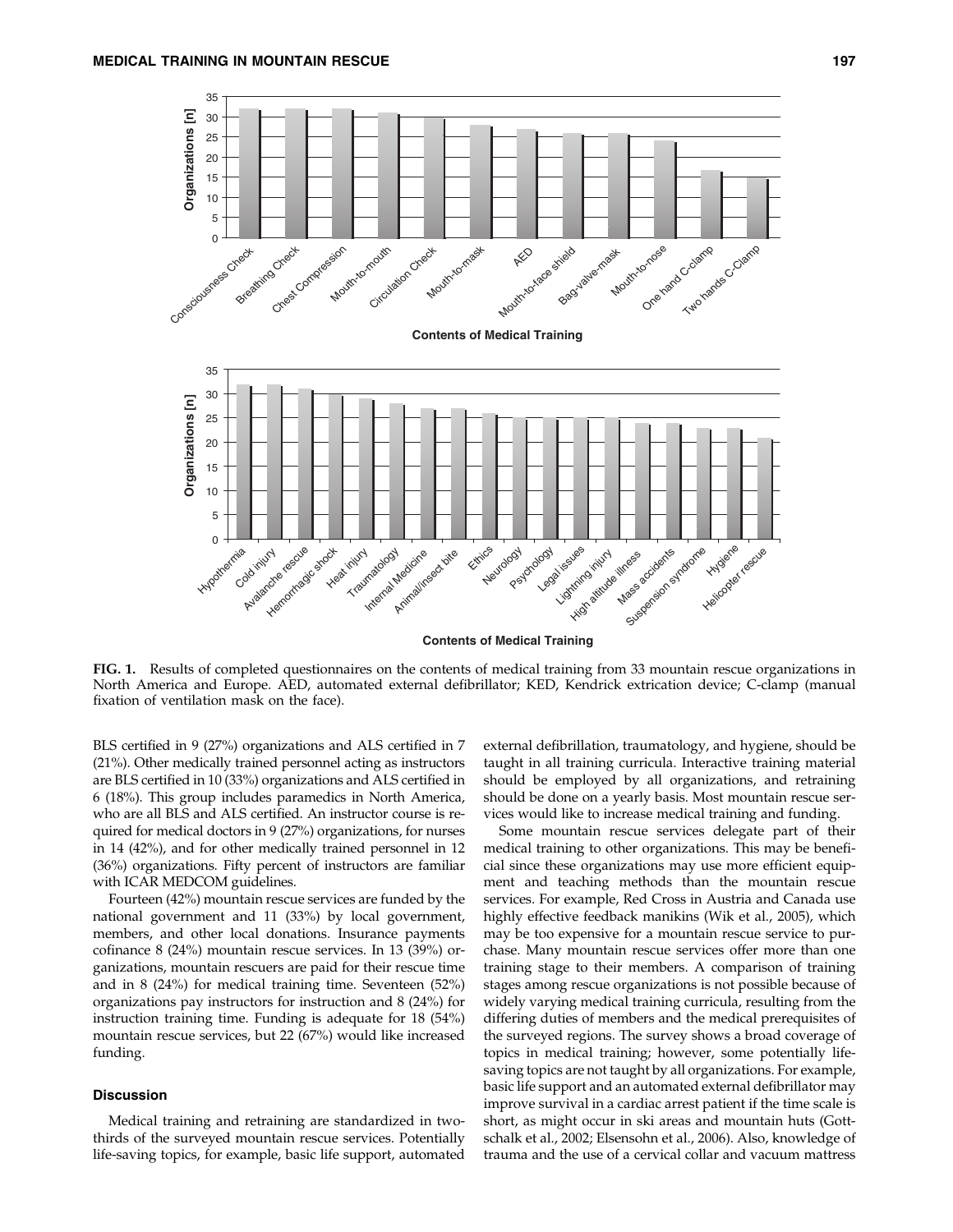FIG. 1. Results of completed questionnaires on the contents of medical training from 33 mountain rescue organizations in North America and Europe. AED, automated external defibrillator; KED, Kendrick extrication device; C-clamp (manual fixation of ventilation mask on the face).

BLS certified in 9 (27%) organizations and ALS certified in 7 (21%). Other medically trained personnel acting as instructors are BLS certified in 10 (33%) organizations and ALS certified in 6 (18%). This group includes paramedics in North America, who are all BLS and ALS certified. An instructor course is required for medical doctors in 9 (27%) organizations, for nurses in 14 (42%), and for other medically trained personnel in 12 (36%) organizations. Fifty percent of instructors are familiar with ICAR MEDCOM guidelines.

Fourteen (42%) mountain rescue services are funded by the national government and 11 (33%) by local government, members, and other local donations. Insurance payments cofinance 8 (24%) mountain rescue services. In 13 (39%) organizations, mountain rescuers are paid for their rescue time and in 8 (24%) for medical training time. Seventeen (52%) organizations pay instructors for instruction and 8 (24%) for instruction training time. Funding is adequate for 18 (54%) mountain rescue services, but 22 (67%) would like increased funding.

## Discussion

Medical training and retraining are standardized in two-thirds of the surveyed mountain rescue services. Potentially life-saving topics, for example, basic life support, automated external defibrillation, traumatology, and hygiene, should be taught in all training curricula. Interactive training material should be employed by all organizations, and retraining should be done on a yearly basis. Most mountain rescue services would like to increase medical training and funding.

Some mountain rescue services delegate part of their medical training to other organizations. This may be beneficial since these organizations may use more efficient equipment and teaching methods than the mountain rescue services. For example, Red Cross in Austria and Canada use highly effective feedback manikins (Wik et al., 2005), which may be too expensive for a mountain rescue service to purchase. Many mountain rescue services offer more than one training stage to their members. A comparison of training stages among rescue organizations is not possible because of widely varying medical training curricula, resulting from the differing duties of members and the medical prerequisites of the surveyed regions. The survey shows a broad coverage of topics in medical training; however, some potentially life-saving topics are not taught by all organizations. For example, basic life support and an automated external defibrillator may improve survival in a cardiac arrest patient if the time scale is short, as might occur in ski areas and mountain huts (Gottschalk et al., 2002; Elsensohn et al., 2006). Also, knowledge of trauma and the use of a cervical collar and vacuum mattress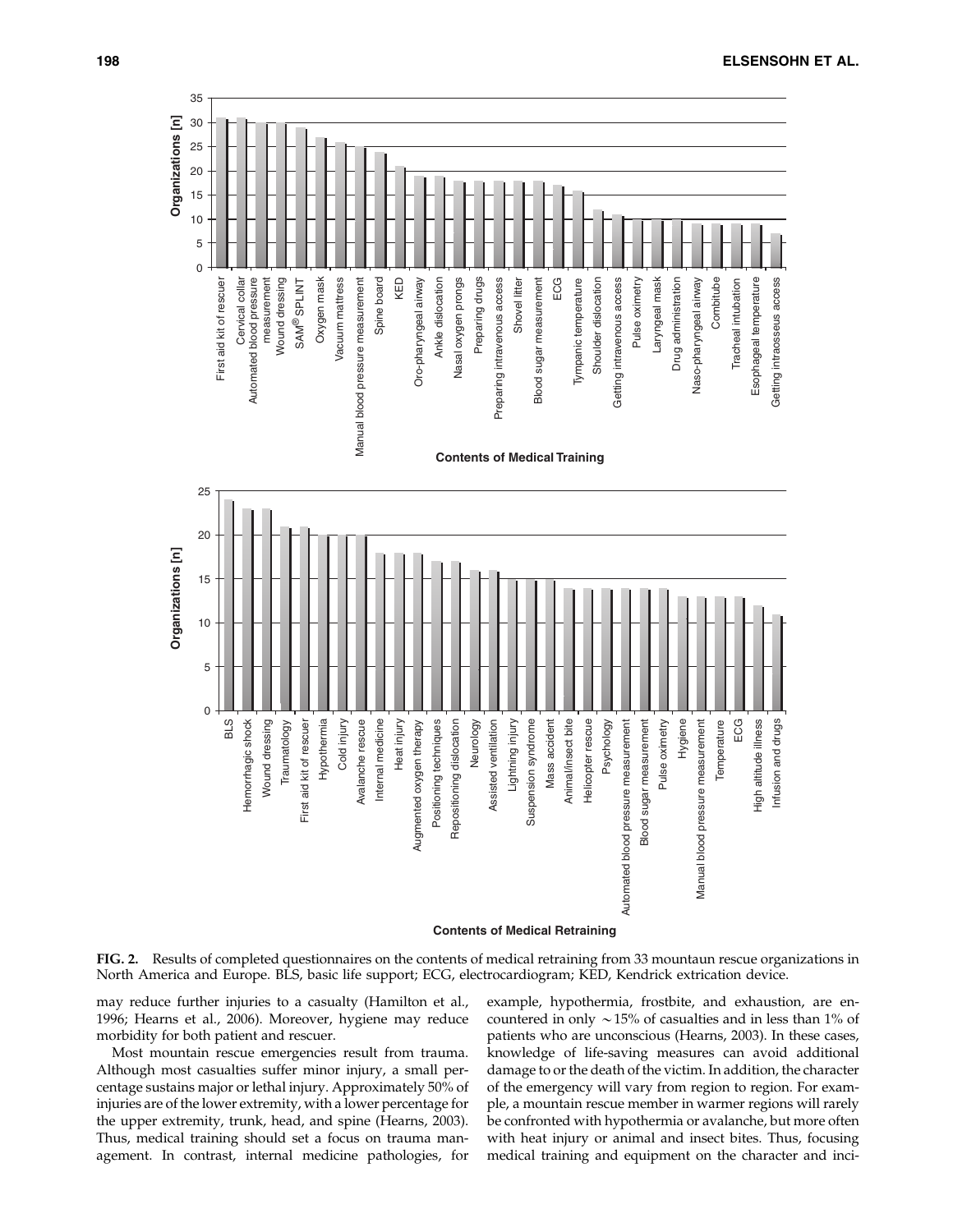FIG. 2. Results of completed questionnaires on the contents of medical retraining from 33 mountaun rescue organizations in North America and Europe. BLS, basic life support; ECG, electrocardiogram; KED, Kendrick extrication device.

may reduce further injuries to a casualty (Hamilton et al., 1996; Hearns et al., 2006). Moreover, hygiene may reduce morbidity for both patient and rescuer.

Most mountain rescue emergencies result from trauma. Although most casualties suffer minor injury, a small percentage sustains major or lethal injury. Approximately 50% of injuries are of the lower extremity, with a lower percentage for the upper extremity, trunk, head, and spine (Hearns, 2003). Thus, medical training should set a focus on trauma management. In contrast, internal medicine pathologies, for example, hypothermia, frostbite, and exhaustion, are encountered in only ~15% of casualties and in less than 1% of patients who are unconscious (Hearns, 2003). In these cases, knowledge of life-saving measures can avoid additional damage to or the death of the victim. In addition, the character of the emergency will vary from region to region. For example, a mountain rescue member in warmer regions will rarely be confronted with hypothermia or avalanche, but more often with heat injury or animal and insect bites. Thus, focusing medical training and equipment on the character and inci-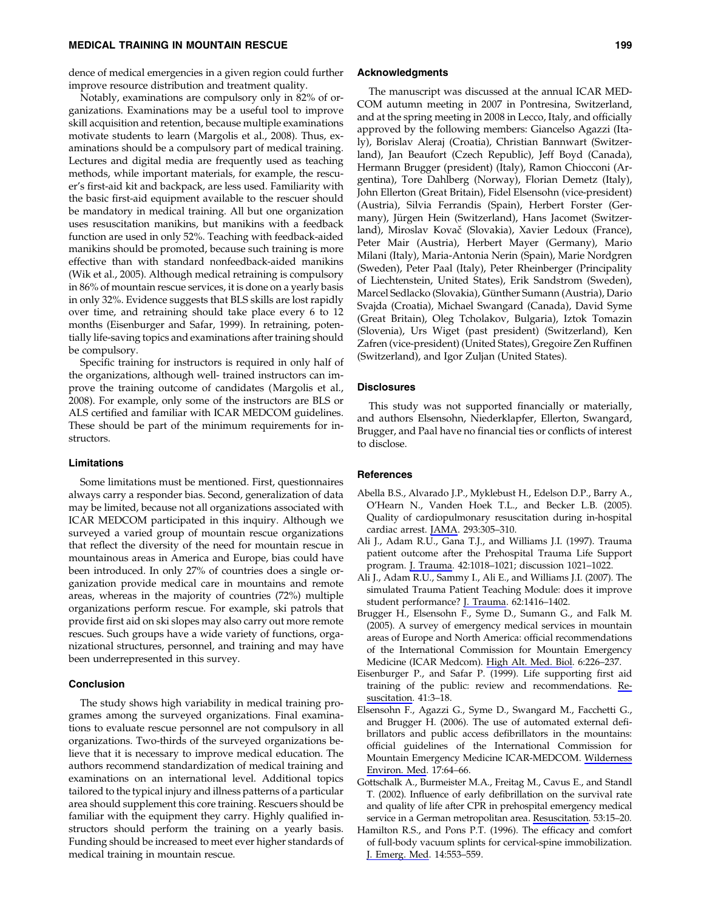dence of medical emergencies in a given region could further improve resource distribution and treatment quality.

Notably, examinations are compulsory only in 82% of organizations. Examinations may be a useful tool to improve skill acquisition and retention, because multiple examinations motivate students to learn (Margolis et al., 2008). Thus, examinations should be a compulsory part of medical training. Lectures and digital media are frequently used as teaching methods, while important materials, for example, the rescuer's first-aid kit and backpack, are less used. Familiarity with the basic first-aid equipment available to the rescuer should be mandatory in medical training. All but one organization uses resuscitation manikins, but manikins with a feedback function are used in only 52%. Teaching with feedback-aided manikins should be promoted, because such training is more effective than with standard nonfeedback-aided manikins (Wik et al., 2005). Although medical retraining is compulsory in 86% of mountain rescue services, it is done on a yearly basis in only 32%. Evidence suggests that BLS skills are lost rapidly over time, and retraining should take place every 6 to 12 months (Eisenburger and Safar, 1999). In retraining, potentially life-saving topics and examinations after training should be compulsory.

Specific training for instructors is required in only half of the organizations, although well- trained instructors can improve the training outcome of candidates (Margolis et al., 2008). For example, only some of the instructors are BLS or ALS certified and familiar with ICAR MEDCOM guidelines. These should be part of the minimum requirements for instructors.

### Limitations

Some limitations must be mentioned. First, questionnaires always carry a responder bias. Second, generalization of data may be limited, because not all organizations associated with ICAR MEDCOM participated in this inquiry. Although we surveyed a varied group of mountain rescue organizations that reflect the diversity of the need for mountain rescue in mountainous areas in America and Europe, bias could have been introduced. In only 27% of countries does a single organization provide medical care in mountains and remote areas, whereas in the majority of countries (72%) multiple organizations perform rescue. For example, ski patrols that provide first aid on ski slopes may also carry out more remote rescues. Such groups have a wide variety of functions, organizational structures, personnel, and training and may have been underrepresented in this survey.

### Conclusion

The study shows high variability in medical training programes among the surveyed organizations. Final examinations to evaluate rescue personnel are not compulsory in all organizations. Two-thirds of the surveyed organizations believe that it is necessary to improve medical education. The authors recommend standardization of medical training and examinations on an international level. Additional topics tailored to the typical injury and illness patterns of a particular area should supplement this core training. Rescuers should be familiar with the equipment they carry. Highly qualified instructors should perform the training on a yearly basis. Funding should be increased to meet ever higher standards of medical training in mountain rescue.

### Acknowledgments

The manuscript was discussed at the annual ICAR MEDCOM autumn meeting in 2007 in Pontresina, Switzerland, and at the spring meeting in 2008 in Lecco, Italy, and officially approved by the following members: Giancelso Agazzi (Italy), Borislav Aleraj (Croatia), Christian Bannwart (Switzerland), Jan Beaufort (Czech Republic), Jeff Boyd (Canada), Hermann Brugger (president) (Italy), Ramon Chiocconi (Argentina), Tore Dahlberg (Norway), Florian Demetz (Italy), John Ellerton (Great Britain), Fidel Elsensohn (vice-president) (Austria), Silvia Ferrandis (Spain), Herbert Forster (Germany), Jürgen Hein (Switzerland), Hans Jacomet (Switzerland), Miroslav Kovač (Slovakia), Xavier Ledoux (France), Peter Mair (Austria), Herbert Mayer (Germany), Mario Milani (Italy), Maria-Antonia Nerin (Spain), Marie Nordgren (Sweden), Peter Paal (Italy), Peter Rheinberger (Principality of Liechtenstein, United States), Erik Sandstrom (Sweden), Marcel Sedlacko (Slovakia), Günther Sumann (Austria), Dario Svajda (Croatia), Michael Swangard (Canada), David Syme (Great Britain), Oleg Tcholakov, Bulgaria), Iztok Tomazin (Slovenia), Urs Wiget (past president) (Switzerland), Ken Zafren (vice-president) (United States), Gregoire Zen Ruffinen (Switzerland), and Igor Zuljan (United States).

### Disclosures

This study was not supported financially or materially, and authors Elsensohn, Niederklapfer, Ellerton, Swangard, Brugger, and Paal have no financial ties or conflicts of interest to disclose.

### References

Abella B.S., Alvarado J.P., Myklebust H., Edelson D.P., Barry A., O'Hearn N., Vanden Hoek T.L., and Becker L.B. (2005). Quality of cardiopulmonary resuscitation during in-hospital cardiac arrest. JAMA. 293:305–310.

Ali J., Adam R.U., Gana T.J., and Williams J.I. (1997). Trauma patient outcome after the Prehospital Trauma Life Support program. J. Trauma. 42:1018–1021; discussion 1021–1022.

Ali J., Adam R.U., Sammy I., Ali E., and Williams J.I. (2007). The simulated Trauma Patient Teaching Module: does it improve student performance? J. Trauma. 62:1416–1402.

Brugger H., Elsensohn F., Syme D., Sumann G., and Falk M. (2005). A survey of emergency medical services in mountain areas of Europe and North America: official recommendations of the International Commission for Mountain Emergency Medicine (ICAR Medcom). High Alt. Med. Biol. 6:226–237.

Eisenburger P., and Safar P. (1999). Life supporting first aid training of the public: review and recommendations. Resuscitation. 41:3–18.

Elsensohn F., Agazzi G., Syme D., Swangard M., Facchetti G., and Brugger H. (2006). The use of automated external defibrillators and public access defibrillators in the mountains: official guidelines of the International Commission for Mountain Emergency Medicine ICAR-MEDCOM. Wilderness Environ. Med. 17:64–66.

Gottschalk A., Burmeister M.A., Freitag M., Cavus E., and Standl T. (2002). Influence of early defibrillation on the survival rate and quality of life after CPR in prehospital emergency medical service in a German metropolitan area. Resuscitation. 53:15–20.

Hamilton R.S., and Pons P.T. (1996). The efficacy and comfort of full-body vacuum splints for cervical-spine immobilization. J. Emerg. Med. 14:553–559.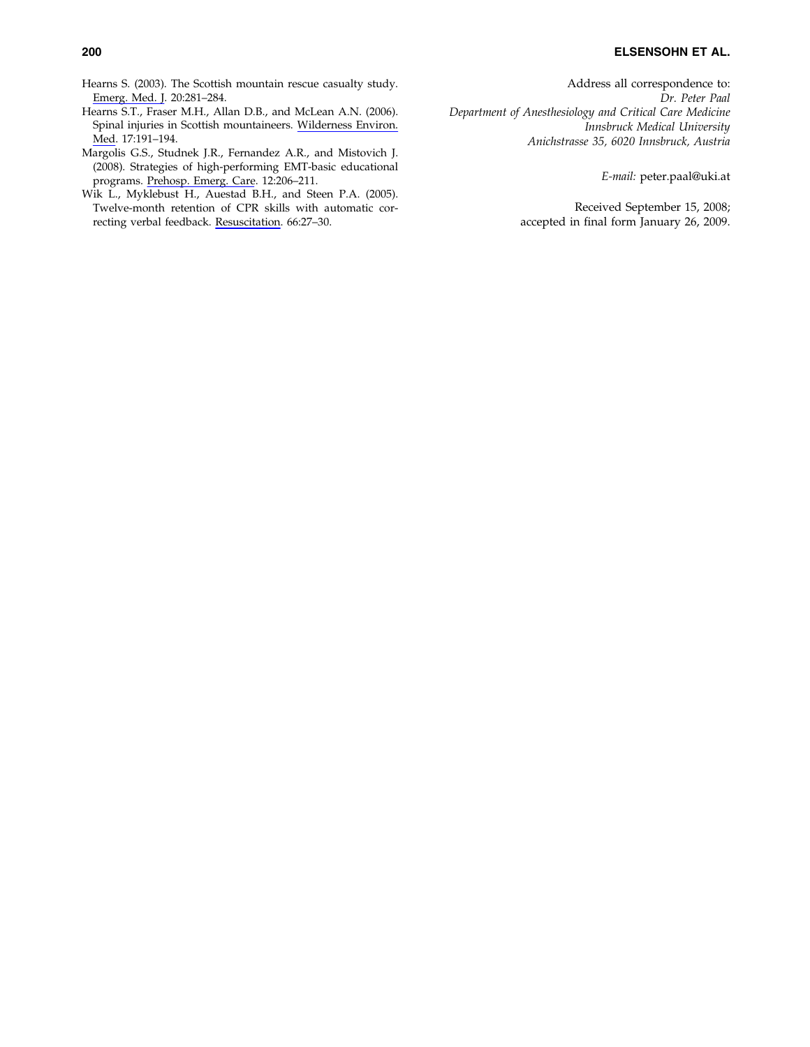Hearns S. (2003). The Scottish mountain rescue casualty study. Emerg. Med. J. 20:281–284.

Hearns S.T., Fraser M.H., Allan D.B., and McLean A.N. (2006). Spinal injuries in Scottish mountaineers. Wilderness Environ. Med. 17:191–194.

Margolis G.S., Studnek J.R., Fernandez A.R., and Mistovich J. (2008). Strategies of high-performing EMT-basic educational programs. Prehosp. Emerg. Care. 12:206–211.

Wik L., Myklebust H., Auestad B.H., and Steen P.A. (2005). Twelve-month retention of CPR skills with automatic correcting verbal feedback. Resuscitation. 66:27–30.

Address all correspondence to:
*Dr. Peter Paal*
*Department of Anesthesiology and Critical Care Medicine*
*Innsbruck Medical University*
*Anichstrasse 35, 6020 Innsbruck, Austria*

*E-mail:* peter.paal@uki.at

Received September 15, 2008;
accepted in final form January 26, 2009.